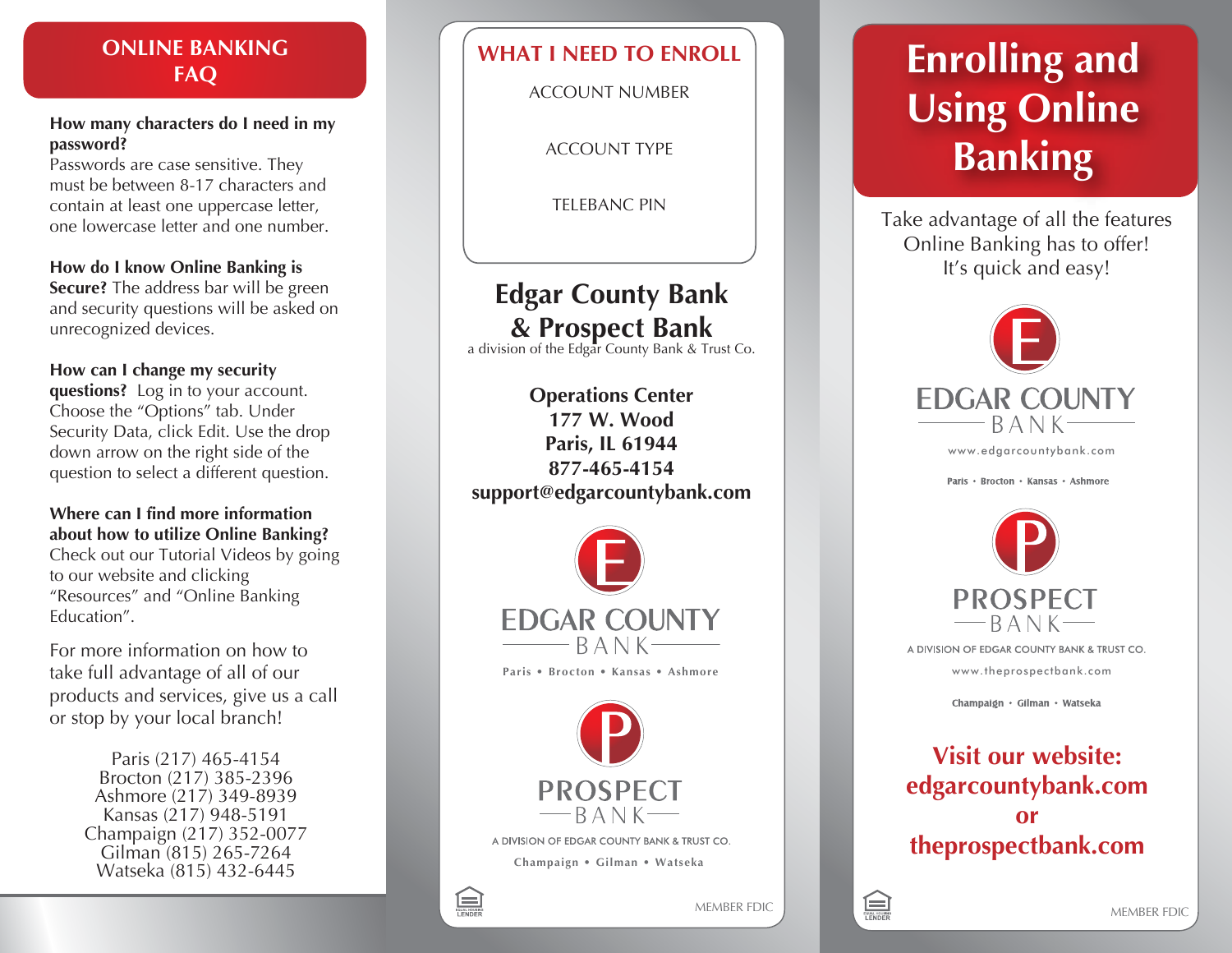## ONLINE BANKING FAQ

**How many characters do I need in my password?**
Passwords are case sensitive. They must be between 8-17 characters and contain at least one uppercase letter, one lowercase letter and one number.

**How do I know Online Banking is Secure?** The address bar will be green and security questions will be asked on unrecognized devices.

**How can I change my security questions?** Log in to your account. Choose the "Options" tab. Under Security Data, click Edit. Use the drop down arrow on the right side of the question to select a different question.

**Where can I find more information about how to utilize Online Banking?**
Check out our Tutorial Videos by going to our website and clicking "Resources" and "Online Banking Education".

For more information on how to take full advantage of all of our products and services, give us a call or stop by your local branch!

Paris (217) 465-4154
Brocton (217) 385-2396
Ashmore (217) 349-8939
Kansas (217) 948-5191
Champaign (217) 352-0077
Gilman (815) 265-7264
Watseka (815) 432-6445

## WHAT I NEED TO ENROLL

ACCOUNT NUMBER

ACCOUNT TYPE

TELEBANC PIN

## Edgar County Bank & Prospect Bank

a division of the Edgar County Bank & Trust Co.

**Operations Center**
**177 W. Wood**
**Paris, IL 61944**
**877-465-4154**
**support@edgarcountybank.com**

EDGAR COUNTY BANK
Paris • Brocton • Kansas • Ashmore

PROSPECT BANK
A DIVISION OF EDGAR COUNTY BANK & TRUST CO.
Champaign • Gilman • Watseka

EQUAL HOUSING LENDER

MEMBER FDIC

# Enrolling and Using Online Banking

Take advantage of all the features Online Banking has to offer! It's quick and easy!

EDGAR COUNTY BANK
www.edgarcountybank.com
Paris • Brocton • Kansas • Ashmore

PROSPECT BANK
A DIVISION OF EDGAR COUNTY BANK & TRUST CO.
www.theprospectbank.com
Champaign • Gilman • Watseka

**Visit our website: edgarcountybank.com or theprospectbank.com**

EQUAL HOUSING LENDER

MEMBER FDIC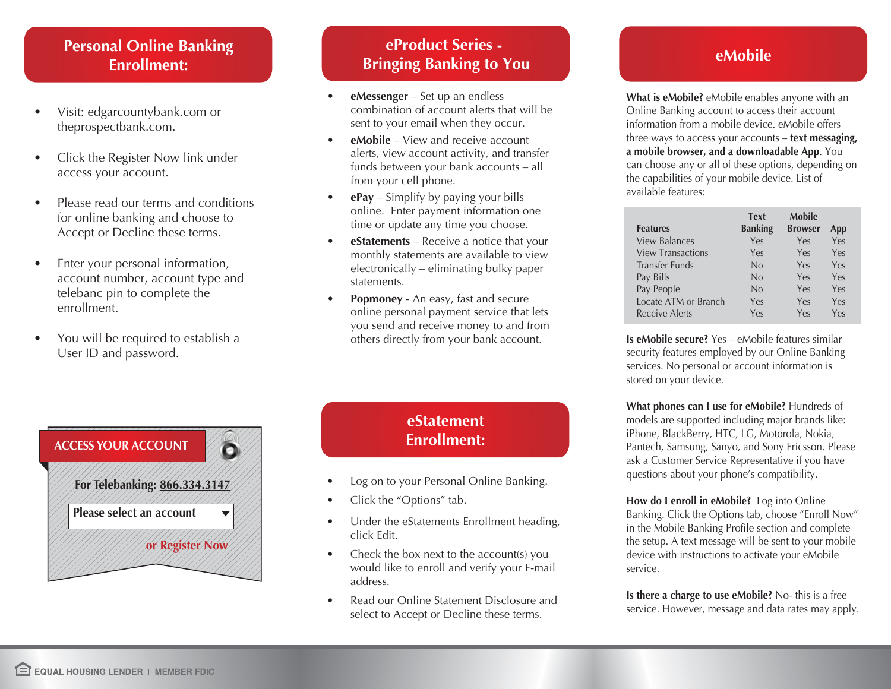## Personal Online Banking Enrollment:

- Visit: edgarcountybank.com or theprospectbank.com.
- Click the Register Now link under access your account.
- Please read our terms and conditions for online banking and choose to Accept or Decline these terms.
- Enter your personal information, account number, account type and telebanc pin to complete the enrollment.
- You will be required to establish a User ID and password.

ACCESS YOUR ACCOUNT

For Telebanking: 866.334.3147

Please select an account

or Register Now

## eProduct Series - Bringing Banking to You

- **eMessenger** – Set up an endless combination of account alerts that will be sent to your email when they occur.
- **eMobile** – View and receive account alerts, view account activity, and transfer funds between your bank accounts – all from your cell phone.
- **ePay** – Simplify by paying your bills online. Enter payment information one time or update any time you choose.
- **eStatements** – Receive a notice that your monthly statements are available to view electronically – eliminating bulky paper statements.
- **Popmoney** - An easy, fast and secure online personal payment service that lets you send and receive money to and from others directly from your bank account.

## eStatement Enrollment:

- Log on to your Personal Online Banking.
- Click the “Options” tab.
- Under the eStatements Enrollment heading, click Edit.
- Check the box next to the account(s) you would like to enroll and verify your E-mail address.
- Read our Online Statement Disclosure and select to Accept or Decline these terms.

## eMobile

**What is eMobile?** eMobile enables anyone with an Online Banking account to access their account information from a mobile device. eMobile offers three ways to access your accounts – **text messaging, a mobile browser, and a downloadable App**. You can choose any or all of these options, depending on the capabilities of your mobile device. List of available features:

| Features | Text Banking | Mobile Browser | App |
|---|---|---|---|
| View Balances | Yes | Yes | Yes |
| View Transactions | Yes | Yes | Yes |
| Transfer Funds | No | Yes | Yes |
| Pay Bills | No | Yes | Yes |
| Pay People | No | Yes | Yes |
| Locate ATM or Branch | Yes | Yes | Yes |
| Receive Alerts | Yes | Yes | Yes |

**Is eMobile secure?** Yes – eMobile features similar security features employed by our Online Banking services. No personal or account information is stored on your device.

**What phones can I use for eMobile?** Hundreds of models are supported including major brands like: iPhone, BlackBerry, HTC, LG, Motorola, Nokia, Pantech, Samsung, Sanyo, and Sony Ericsson. Please ask a Customer Service Representative if you have questions about your phone’s compatibility.

**How do I enroll in eMobile?** Log into Online Banking. Click the Options tab, choose “Enroll Now” in the Mobile Banking Profile section and complete the setup. A text message will be sent to your mobile device with instructions to activate your eMobile service.

**Is there a charge to use eMobile?** No- this is a free service. However, message and data rates may apply.

EQUAL HOUSING LENDER | MEMBER FDIC